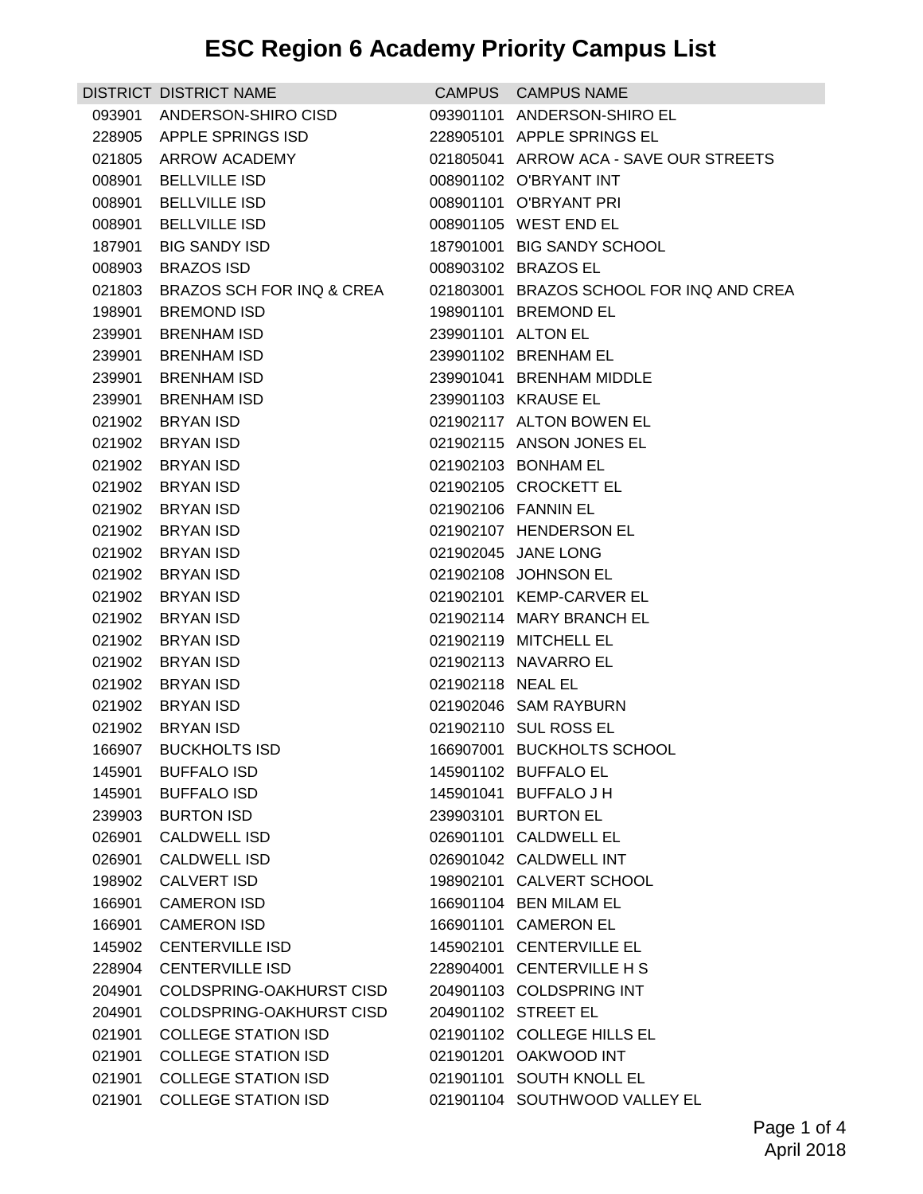# ESC Region 6 Academy Priority Campus List

| DISTRICT | DISTRICT NAME | CAMPUS | CAMPUS NAME |
|---|---|---|---|
| 093901 | ANDERSON-SHIRO CISD | 093901101 | ANDERSON-SHIRO EL |
| 228905 | APPLE SPRINGS ISD | 228905101 | APPLE SPRINGS EL |
| 021805 | ARROW ACADEMY | 021805041 | ARROW ACA - SAVE OUR STREETS |
| 008901 | BELLVILLE ISD | 008901102 | O'BRYANT INT |
| 008901 | BELLVILLE ISD | 008901101 | O'BRYANT PRI |
| 008901 | BELLVILLE ISD | 008901105 | WEST END EL |
| 187901 | BIG SANDY ISD | 187901001 | BIG SANDY SCHOOL |
| 008903 | BRAZOS ISD | 008903102 | BRAZOS EL |
| 021803 | BRAZOS SCH FOR INQ & CREA | 021803001 | BRAZOS SCHOOL FOR INQ AND CREA |
| 198901 | BREMOND ISD | 198901101 | BREMOND EL |
| 239901 | BRENHAM ISD | 239901101 | ALTON EL |
| 239901 | BRENHAM ISD | 239901102 | BRENHAM EL |
| 239901 | BRENHAM ISD | 239901041 | BRENHAM MIDDLE |
| 239901 | BRENHAM ISD | 239901103 | KRAUSE EL |
| 021902 | BRYAN ISD | 021902117 | ALTON BOWEN EL |
| 021902 | BRYAN ISD | 021902115 | ANSON JONES EL |
| 021902 | BRYAN ISD | 021902103 | BONHAM EL |
| 021902 | BRYAN ISD | 021902105 | CROCKETT EL |
| 021902 | BRYAN ISD | 021902106 | FANNIN EL |
| 021902 | BRYAN ISD | 021902107 | HENDERSON EL |
| 021902 | BRYAN ISD | 021902045 | JANE LONG |
| 021902 | BRYAN ISD | 021902108 | JOHNSON EL |
| 021902 | BRYAN ISD | 021902101 | KEMP-CARVER EL |
| 021902 | BRYAN ISD | 021902114 | MARY BRANCH EL |
| 021902 | BRYAN ISD | 021902119 | MITCHELL EL |
| 021902 | BRYAN ISD | 021902113 | NAVARRO EL |
| 021902 | BRYAN ISD | 021902118 | NEAL EL |
| 021902 | BRYAN ISD | 021902046 | SAM RAYBURN |
| 021902 | BRYAN ISD | 021902110 | SUL ROSS EL |
| 166907 | BUCKHOLTS ISD | 166907001 | BUCKHOLTS SCHOOL |
| 145901 | BUFFALO ISD | 145901102 | BUFFALO EL |
| 145901 | BUFFALO ISD | 145901041 | BUFFALO J H |
| 239903 | BURTON ISD | 239903101 | BURTON EL |
| 026901 | CALDWELL ISD | 026901101 | CALDWELL EL |
| 026901 | CALDWELL ISD | 026901042 | CALDWELL INT |
| 198902 | CALVERT ISD | 198902101 | CALVERT SCHOOL |
| 166901 | CAMERON ISD | 166901104 | BEN MILAM EL |
| 166901 | CAMERON ISD | 166901101 | CAMERON EL |
| 145902 | CENTERVILLE ISD | 145902101 | CENTERVILLE EL |
| 228904 | CENTERVILLE ISD | 228904001 | CENTERVILLE H S |
| 204901 | COLDSPRING-OAKHURST CISD | 204901103 | COLDSPRING INT |
| 204901 | COLDSPRING-OAKHURST CISD | 204901102 | STREET EL |
| 021901 | COLLEGE STATION ISD | 021901102 | COLLEGE HILLS EL |
| 021901 | COLLEGE STATION ISD | 021901201 | OAKWOOD INT |
| 021901 | COLLEGE STATION ISD | 021901101 | SOUTH KNOLL EL |
| 021901 | COLLEGE STATION ISD | 021901104 | SOUTHWOOD VALLEY EL |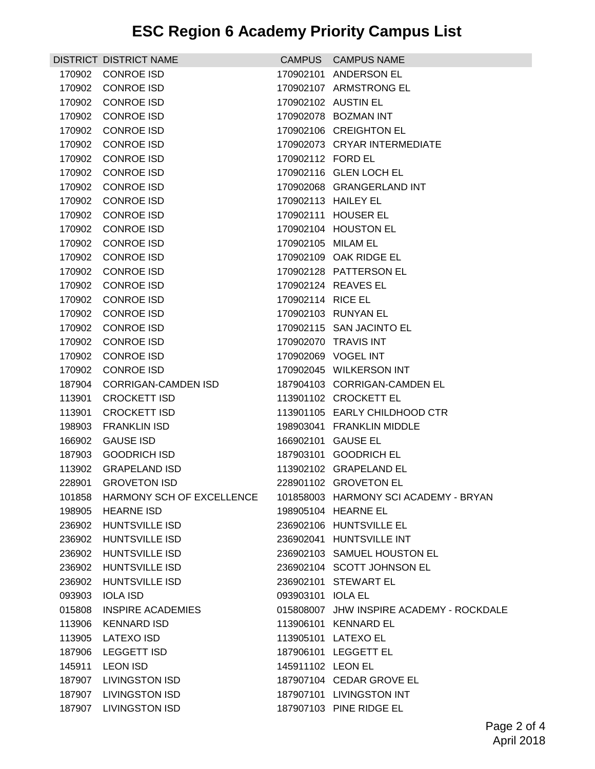# ESC Region 6 Academy Priority Campus List

| DISTRICT | DISTRICT NAME | CAMPUS | CAMPUS NAME |
| --- | --- | --- | --- |
| 170902 | CONROE ISD | 170902101 | ANDERSON EL |
| 170902 | CONROE ISD | 170902107 | ARMSTRONG EL |
| 170902 | CONROE ISD | 170902102 | AUSTIN EL |
| 170902 | CONROE ISD | 170902078 | BOZMAN INT |
| 170902 | CONROE ISD | 170902106 | CREIGHTON EL |
| 170902 | CONROE ISD | 170902073 | CRYAR INTERMEDIATE |
| 170902 | CONROE ISD | 170902112 | FORD EL |
| 170902 | CONROE ISD | 170902116 | GLEN LOCH EL |
| 170902 | CONROE ISD | 170902068 | GRANGERLAND INT |
| 170902 | CONROE ISD | 170902113 | HAILEY EL |
| 170902 | CONROE ISD | 170902111 | HOUSER EL |
| 170902 | CONROE ISD | 170902104 | HOUSTON EL |
| 170902 | CONROE ISD | 170902105 | MILAM EL |
| 170902 | CONROE ISD | 170902109 | OAK RIDGE EL |
| 170902 | CONROE ISD | 170902128 | PATTERSON EL |
| 170902 | CONROE ISD | 170902124 | REAVES EL |
| 170902 | CONROE ISD | 170902114 | RICE EL |
| 170902 | CONROE ISD | 170902103 | RUNYAN EL |
| 170902 | CONROE ISD | 170902115 | SAN JACINTO EL |
| 170902 | CONROE ISD | 170902070 | TRAVIS INT |
| 170902 | CONROE ISD | 170902069 | VOGEL INT |
| 170902 | CONROE ISD | 170902045 | WILKERSON INT |
| 187904 | CORRIGAN-CAMDEN ISD | 187904103 | CORRIGAN-CAMDEN EL |
| 113901 | CROCKETT ISD | 113901102 | CROCKETT EL |
| 113901 | CROCKETT ISD | 113901105 | EARLY CHILDHOOD CTR |
| 198903 | FRANKLIN ISD | 198903041 | FRANKLIN MIDDLE |
| 166902 | GAUSE ISD | 166902101 | GAUSE EL |
| 187903 | GOODRICH ISD | 187903101 | GOODRICH EL |
| 113902 | GRAPELAND ISD | 113902102 | GRAPELAND EL |
| 228901 | GROVETON ISD | 228901102 | GROVETON EL |
| 101858 | HARMONY SCH OF EXCELLENCE | 101858003 | HARMONY SCI ACADEMY - BRYAN |
| 198905 | HEARNE ISD | 198905104 | HEARNE EL |
| 236902 | HUNTSVILLE ISD | 236902106 | HUNTSVILLE EL |
| 236902 | HUNTSVILLE ISD | 236902041 | HUNTSVILLE INT |
| 236902 | HUNTSVILLE ISD | 236902103 | SAMUEL HOUSTON EL |
| 236902 | HUNTSVILLE ISD | 236902104 | SCOTT JOHNSON EL |
| 236902 | HUNTSVILLE ISD | 236902101 | STEWART EL |
| 093903 | IOLA ISD | 093903101 | IOLA EL |
| 015808 | INSPIRE ACADEMIES | 015808007 | JHW INSPIRE ACADEMY - ROCKDALE |
| 113906 | KENNARD ISD | 113906101 | KENNARD EL |
| 113905 | LATEXO ISD | 113905101 | LATEXO EL |
| 187906 | LEGGETT ISD | 187906101 | LEGGETT EL |
| 145911 | LEON ISD | 145911102 | LEON EL |
| 187907 | LIVINGSTON ISD | 187907104 | CEDAR GROVE EL |
| 187907 | LIVINGSTON ISD | 187907101 | LIVINGSTON INT |
| 187907 | LIVINGSTON ISD | 187907103 | PINE RIDGE EL |

April 2018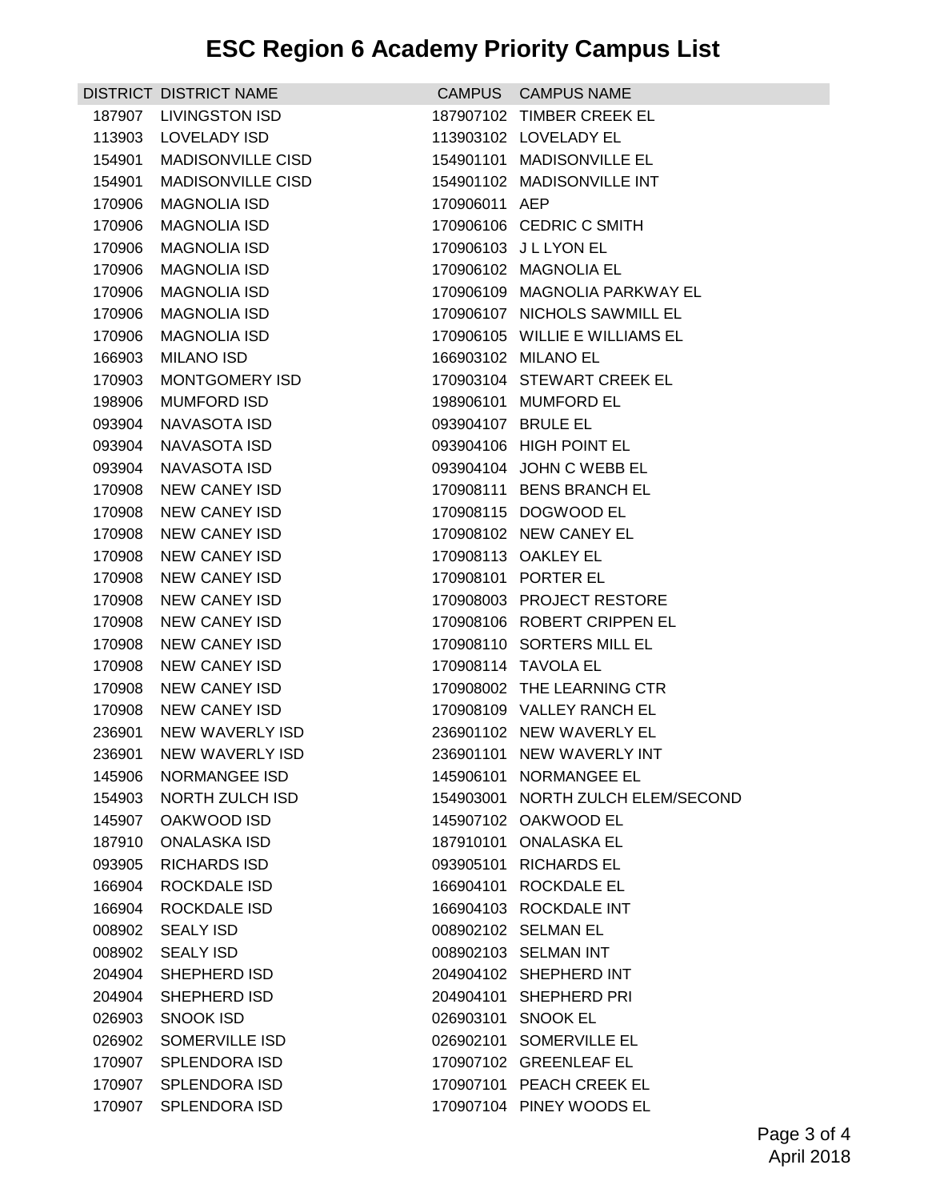# ESC Region 6 Academy Priority Campus List

| DISTRICT | DISTRICT NAME | CAMPUS | CAMPUS NAME |
|---|---|---|---|
| 187907 | LIVINGSTON ISD | 187907102 | TIMBER CREEK EL |
| 113903 | LOVELADY ISD | 113903102 | LOVELADY EL |
| 154901 | MADISONVILLE CISD | 154901101 | MADISONVILLE EL |
| 154901 | MADISONVILLE CISD | 154901102 | MADISONVILLE INT |
| 170906 | MAGNOLIA ISD | 170906011 | AEP |
| 170906 | MAGNOLIA ISD | 170906106 | CEDRIC C SMITH |
| 170906 | MAGNOLIA ISD | 170906103 | J L LYON EL |
| 170906 | MAGNOLIA ISD | 170906102 | MAGNOLIA EL |
| 170906 | MAGNOLIA ISD | 170906109 | MAGNOLIA PARKWAY EL |
| 170906 | MAGNOLIA ISD | 170906107 | NICHOLS SAWMILL EL |
| 170906 | MAGNOLIA ISD | 170906105 | WILLIE E WILLIAMS EL |
| 166903 | MILANO ISD | 166903102 | MILANO EL |
| 170903 | MONTGOMERY ISD | 170903104 | STEWART CREEK EL |
| 198906 | MUMFORD ISD | 198906101 | MUMFORD EL |
| 093904 | NAVASOTA ISD | 093904107 | BRULE EL |
| 093904 | NAVASOTA ISD | 093904106 | HIGH POINT EL |
| 093904 | NAVASOTA ISD | 093904104 | JOHN C WEBB EL |
| 170908 | NEW CANEY ISD | 170908111 | BENS BRANCH EL |
| 170908 | NEW CANEY ISD | 170908115 | DOGWOOD EL |
| 170908 | NEW CANEY ISD | 170908102 | NEW CANEY EL |
| 170908 | NEW CANEY ISD | 170908113 | OAKLEY EL |
| 170908 | NEW CANEY ISD | 170908101 | PORTER EL |
| 170908 | NEW CANEY ISD | 170908003 | PROJECT RESTORE |
| 170908 | NEW CANEY ISD | 170908106 | ROBERT CRIPPEN EL |
| 170908 | NEW CANEY ISD | 170908110 | SORTERS MILL EL |
| 170908 | NEW CANEY ISD | 170908114 | TAVOLA EL |
| 170908 | NEW CANEY ISD | 170908002 | THE LEARNING CTR |
| 170908 | NEW CANEY ISD | 170908109 | VALLEY RANCH EL |
| 236901 | NEW WAVERLY ISD | 236901102 | NEW WAVERLY EL |
| 236901 | NEW WAVERLY ISD | 236901101 | NEW WAVERLY INT |
| 145906 | NORMANGEE ISD | 145906101 | NORMANGEE EL |
| 154903 | NORTH ZULCH ISD | 154903001 | NORTH ZULCH ELEM/SECOND |
| 145907 | OAKWOOD ISD | 145907102 | OAKWOOD EL |
| 187910 | ONALASKA ISD | 187910101 | ONALASKA EL |
| 093905 | RICHARDS ISD | 093905101 | RICHARDS EL |
| 166904 | ROCKDALE ISD | 166904101 | ROCKDALE EL |
| 166904 | ROCKDALE ISD | 166904103 | ROCKDALE INT |
| 008902 | SEALY ISD | 008902102 | SELMAN EL |
| 008902 | SEALY ISD | 008902103 | SELMAN INT |
| 204904 | SHEPHERD ISD | 204904102 | SHEPHERD INT |
| 204904 | SHEPHERD ISD | 204904101 | SHEPHERD PRI |
| 026903 | SNOOK ISD | 026903101 | SNOOK EL |
| 026902 | SOMERVILLE ISD | 026902101 | SOMERVILLE EL |
| 170907 | SPLENDORA ISD | 170907102 | GREENLEAF EL |
| 170907 | SPLENDORA ISD | 170907101 | PEACH CREEK EL |
| 170907 | SPLENDORA ISD | 170907104 | PINEY WOODS EL |

April 2018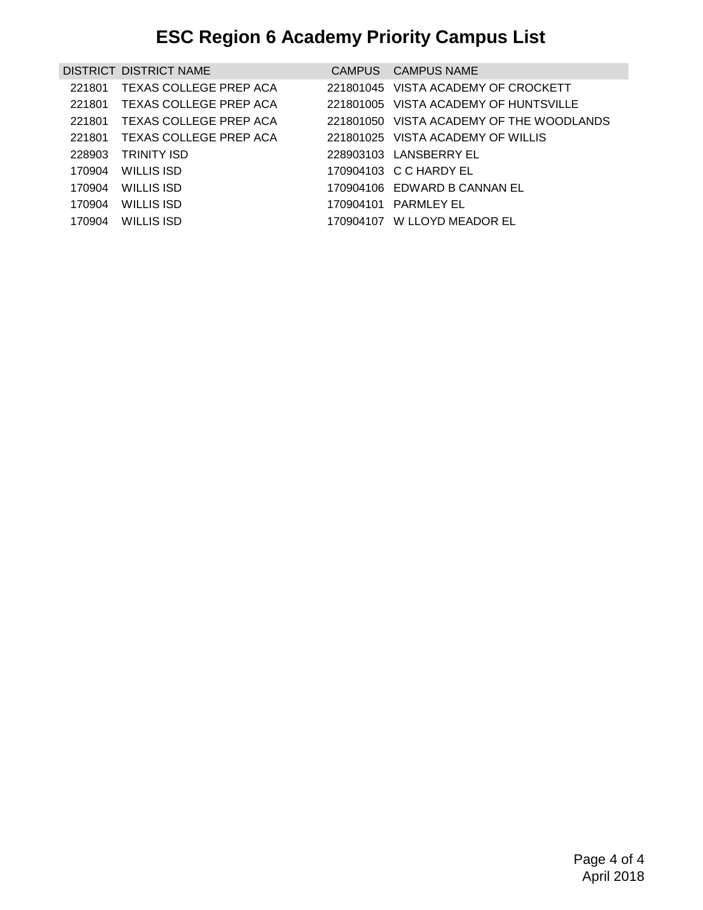# ESC Region 6 Academy Priority Campus List

| DISTRICT | DISTRICT NAME | CAMPUS | CAMPUS NAME |
|---|---|---|---|
| 221801 | TEXAS COLLEGE PREP ACA | 221801045 | VISTA ACADEMY OF CROCKETT |
| 221801 | TEXAS COLLEGE PREP ACA | 221801005 | VISTA ACADEMY OF HUNTSVILLE |
| 221801 | TEXAS COLLEGE PREP ACA | 221801050 | VISTA ACADEMY OF THE WOODLANDS |
| 221801 | TEXAS COLLEGE PREP ACA | 221801025 | VISTA ACADEMY OF WILLIS |
| 228903 | TRINITY ISD | 228903103 | LANSBERRY EL |
| 170904 | WILLIS ISD | 170904103 | C C HARDY EL |
| 170904 | WILLIS ISD | 170904106 | EDWARD B CANNAN EL |
| 170904 | WILLIS ISD | 170904101 | PARMLEY EL |
| 170904 | WILLIS ISD | 170904107 | W LLOYD MEADOR EL |

April 2018